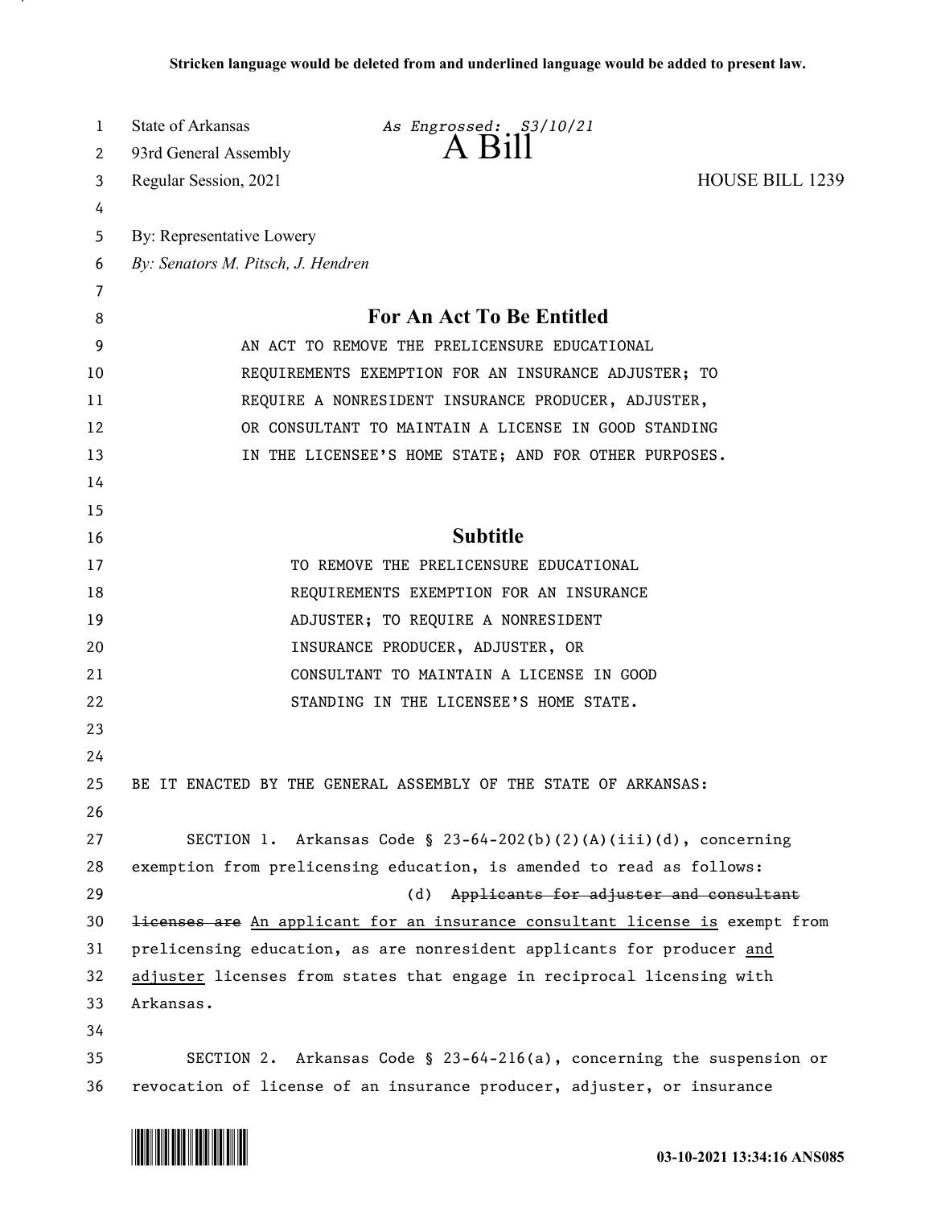Stricken language would be deleted from and underlined language would be added to present law.

State of Arkansas *As Engrossed: S3/10/21*
93rd General Assembly
# A Bill
Regular Session, 2021 HOUSE BILL 1239

By: Representative Lowery
*By: Senators M. Pitsch, J. Hendren*

## For An Act To Be Entitled

AN ACT TO REMOVE THE PRELICENSURE EDUCATIONAL REQUIREMENTS EXEMPTION FOR AN INSURANCE ADJUSTER; TO REQUIRE A NONRESIDENT INSURANCE PRODUCER, ADJUSTER, OR CONSULTANT TO MAINTAIN A LICENSE IN GOOD STANDING IN THE LICENSEE'S HOME STATE; AND FOR OTHER PURPOSES.

## Subtitle

TO REMOVE THE PRELICENSURE EDUCATIONAL REQUIREMENTS EXEMPTION FOR AN INSURANCE ADJUSTER; TO REQUIRE A NONRESIDENT INSURANCE PRODUCER, ADJUSTER, OR CONSULTANT TO MAINTAIN A LICENSE IN GOOD STANDING IN THE LICENSEE'S HOME STATE.

BE IT ENACTED BY THE GENERAL ASSEMBLY OF THE STATE OF ARKANSAS:

SECTION 1. Arkansas Code § 23-64-202(b)(2)(A)(iii)(d), concerning exemption from prelicensing education, is amended to read as follows:

(d) ~~Applicants for adjuster and consultant licenses are~~ <u>An applicant for an insurance consultant license is</u> exempt from prelicensing education, as are nonresident applicants for producer <u>and adjuster</u> licenses from states that engage in reciprocal licensing with Arkansas.

SECTION 2. Arkansas Code § 23-64-216(a), concerning the suspension or revocation of license of an insurance producer, adjuster, or insurance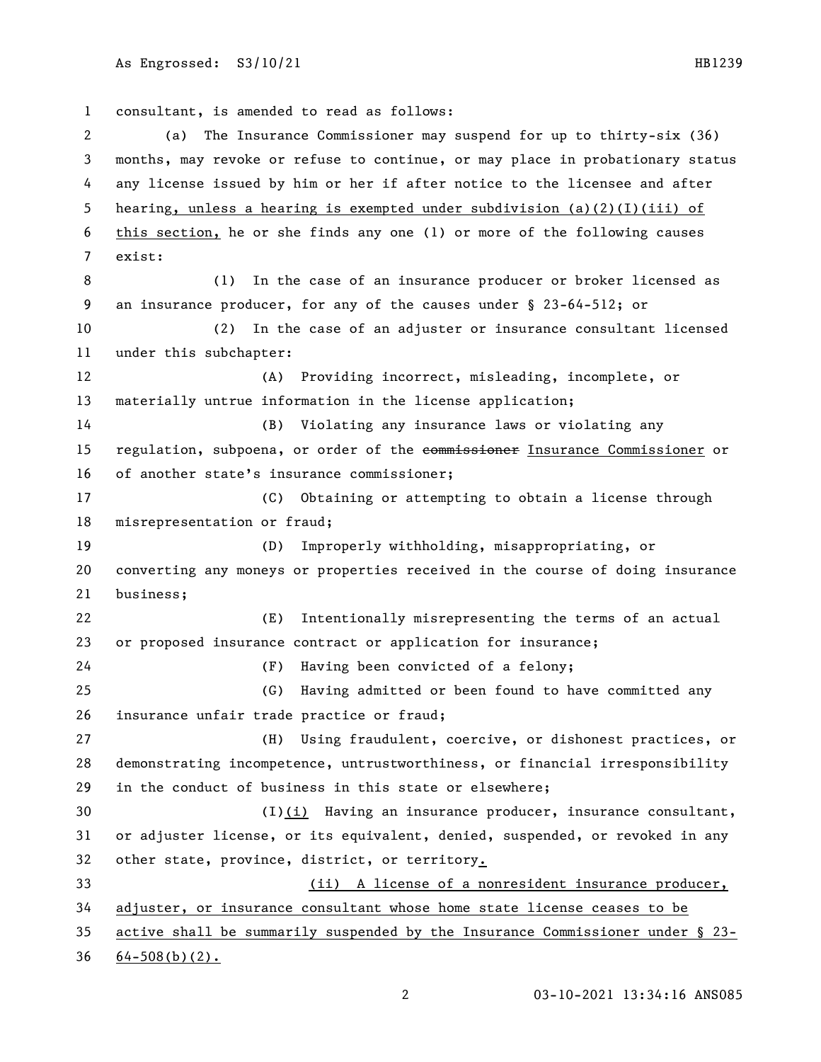consultant, is amended to read as follows:

(a) The Insurance Commissioner may suspend for up to thirty-six (36) months, may revoke or refuse to continue, or may place in probationary status any license issued by him or her if after notice to the licensee and after hearing, unless a hearing is exempted under subdivision (a)(2)(I)(iii) of this section, he or she finds any one (1) or more of the following causes exist:

(1) In the case of an insurance producer or broker licensed as an insurance producer, for any of the causes under § 23-64-512; or

(2) In the case of an adjuster or insurance consultant licensed under this subchapter:

(A) Providing incorrect, misleading, incomplete, or materially untrue information in the license application;

(B) Violating any insurance laws or violating any regulation, subpoena, or order of the ~~commissioner~~ Insurance Commissioner or of another state's insurance commissioner;

(C) Obtaining or attempting to obtain a license through misrepresentation or fraud;

(D) Improperly withholding, misappropriating, or converting any moneys or properties received in the course of doing insurance business;

(E) Intentionally misrepresenting the terms of an actual or proposed insurance contract or application for insurance;

(F) Having been convicted of a felony;

(G) Having admitted or been found to have committed any insurance unfair trade practice or fraud;

(H) Using fraudulent, coercive, or dishonest practices, or demonstrating incompetence, untrustworthiness, or financial irresponsibility in the conduct of business in this state or elsewhere;

(I)(i) Having an insurance producer, insurance consultant, or adjuster license, or its equivalent, denied, suspended, or revoked in any other state, province, district, or territory.

(ii) A license of a nonresident insurance producer, adjuster, or insurance consultant whose home state license ceases to be active shall be summarily suspended by the Insurance Commissioner under § 23-64-508(b)(2).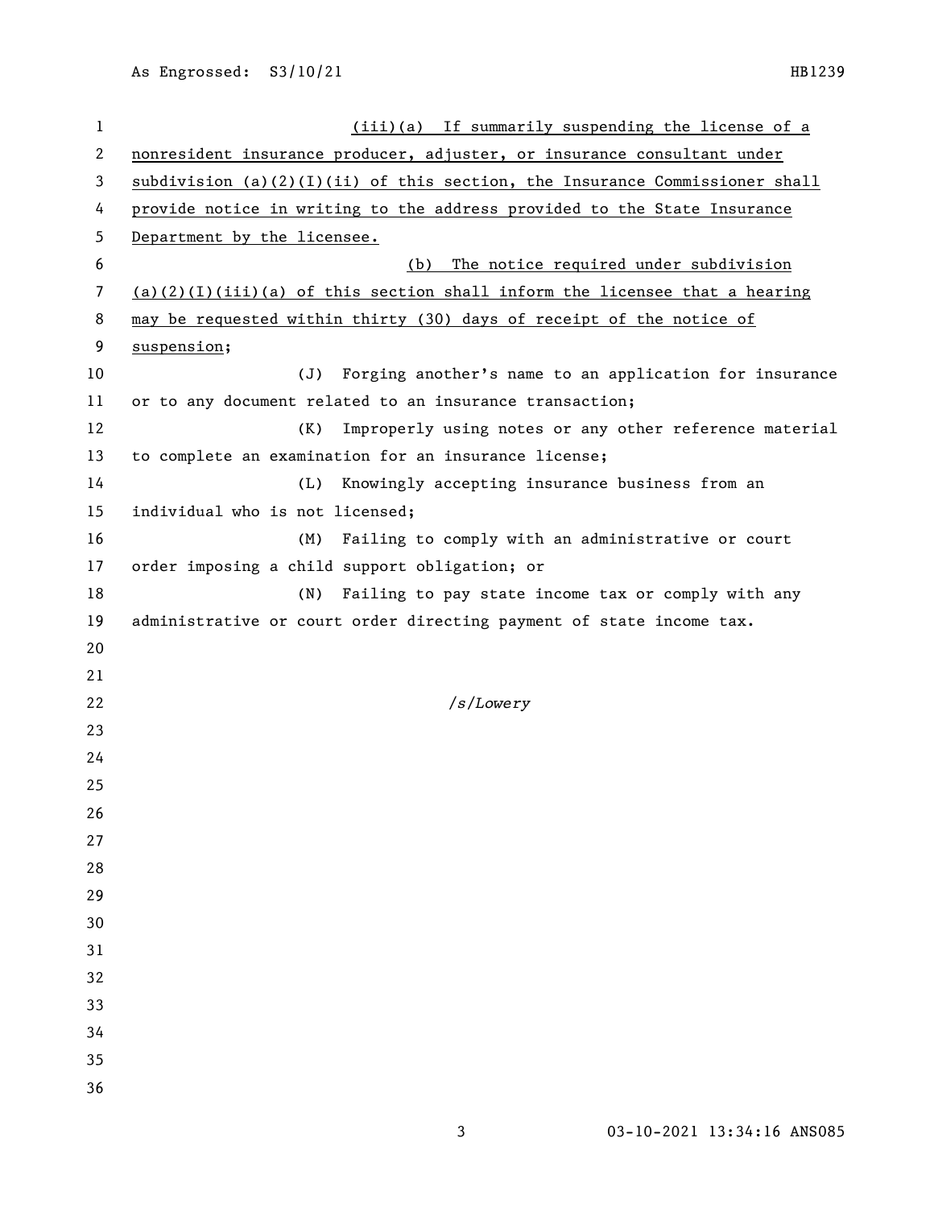(iii)(a) If summarily suspending the license of a nonresident insurance producer, adjuster, or insurance consultant under subdivision (a)(2)(I)(ii) of this section, the Insurance Commissioner shall provide notice in writing to the address provided to the State Insurance Department by the licensee.

(b) The notice required under subdivision (a)(2)(I)(iii)(a) of this section shall inform the licensee that a hearing may be requested within thirty (30) days of receipt of the notice of suspension;

(J) Forging another's name to an application for insurance or to any document related to an insurance transaction;

(K) Improperly using notes or any other reference material to complete an examination for an insurance license;

(L) Knowingly accepting insurance business from an individual who is not licensed;

(M) Failing to comply with an administrative or court order imposing a child support obligation; or

(N) Failing to pay state income tax or comply with any administrative or court order directing payment of state income tax.

*/s/Lowery*